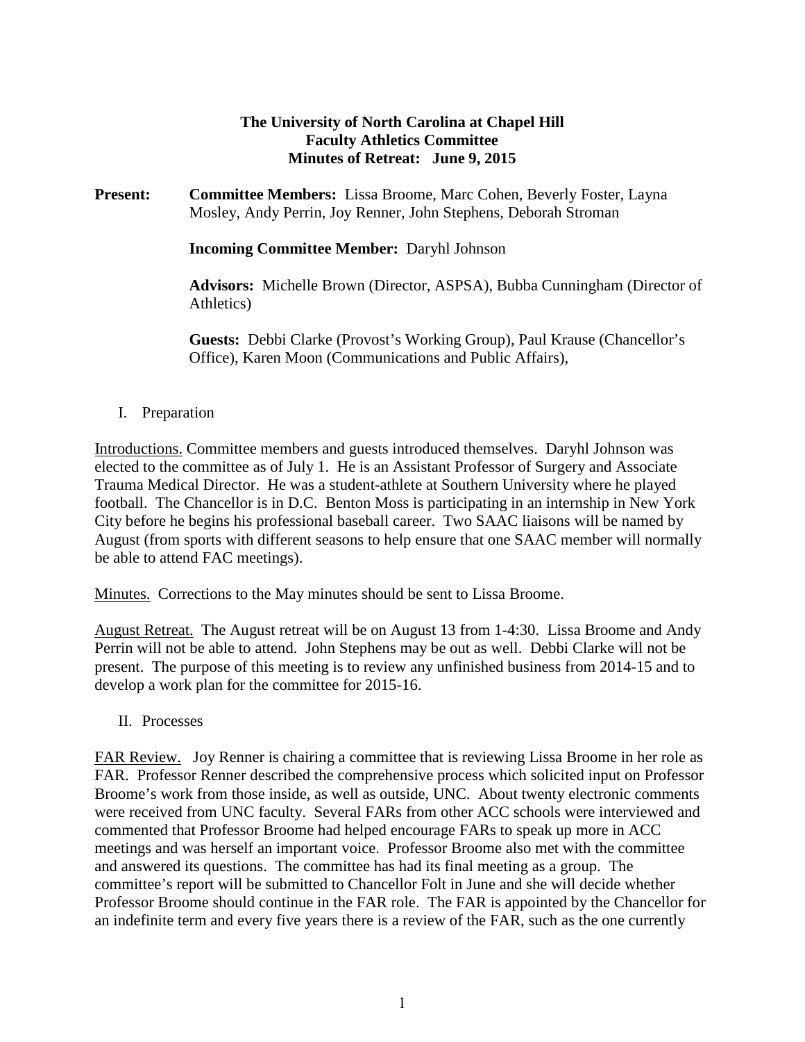**The University of North Carolina at Chapel Hill**
**Faculty Athletics Committee**
**Minutes of Retreat: June 9, 2015**

**Present:** **Committee Members:** Lissa Broome, Marc Cohen, Beverly Foster, Layna Mosley, Andy Perrin, Joy Renner, John Stephens, Deborah Stroman

**Incoming Committee Member:** Daryhl Johnson

**Advisors:** Michelle Brown (Director, ASPSA), Bubba Cunningham (Director of Athletics)

**Guests:** Debbi Clarke (Provost's Working Group), Paul Krause (Chancellor's Office), Karen Moon (Communications and Public Affairs),

I. Preparation

Introductions. Committee members and guests introduced themselves. Daryhl Johnson was elected to the committee as of July 1. He is an Assistant Professor of Surgery and Associate Trauma Medical Director. He was a student-athlete at Southern University where he played football. The Chancellor is in D.C. Benton Moss is participating in an internship in New York City before he begins his professional baseball career. Two SAAC liaisons will be named by August (from sports with different seasons to help ensure that one SAAC member will normally be able to attend FAC meetings).

Minutes. Corrections to the May minutes should be sent to Lissa Broome.

August Retreat. The August retreat will be on August 13 from 1-4:30. Lissa Broome and Andy Perrin will not be able to attend. John Stephens may be out as well. Debbi Clarke will not be present. The purpose of this meeting is to review any unfinished business from 2014-15 and to develop a work plan for the committee for 2015-16.

II. Processes

FAR Review. Joy Renner is chairing a committee that is reviewing Lissa Broome in her role as FAR. Professor Renner described the comprehensive process which solicited input on Professor Broome's work from those inside, as well as outside, UNC. About twenty electronic comments were received from UNC faculty. Several FARs from other ACC schools were interviewed and commented that Professor Broome had helped encourage FARs to speak up more in ACC meetings and was herself an important voice. Professor Broome also met with the committee and answered its questions. The committee has had its final meeting as a group. The committee's report will be submitted to Chancellor Folt in June and she will decide whether Professor Broome should continue in the FAR role. The FAR is appointed by the Chancellor for an indefinite term and every five years there is a review of the FAR, such as the one currently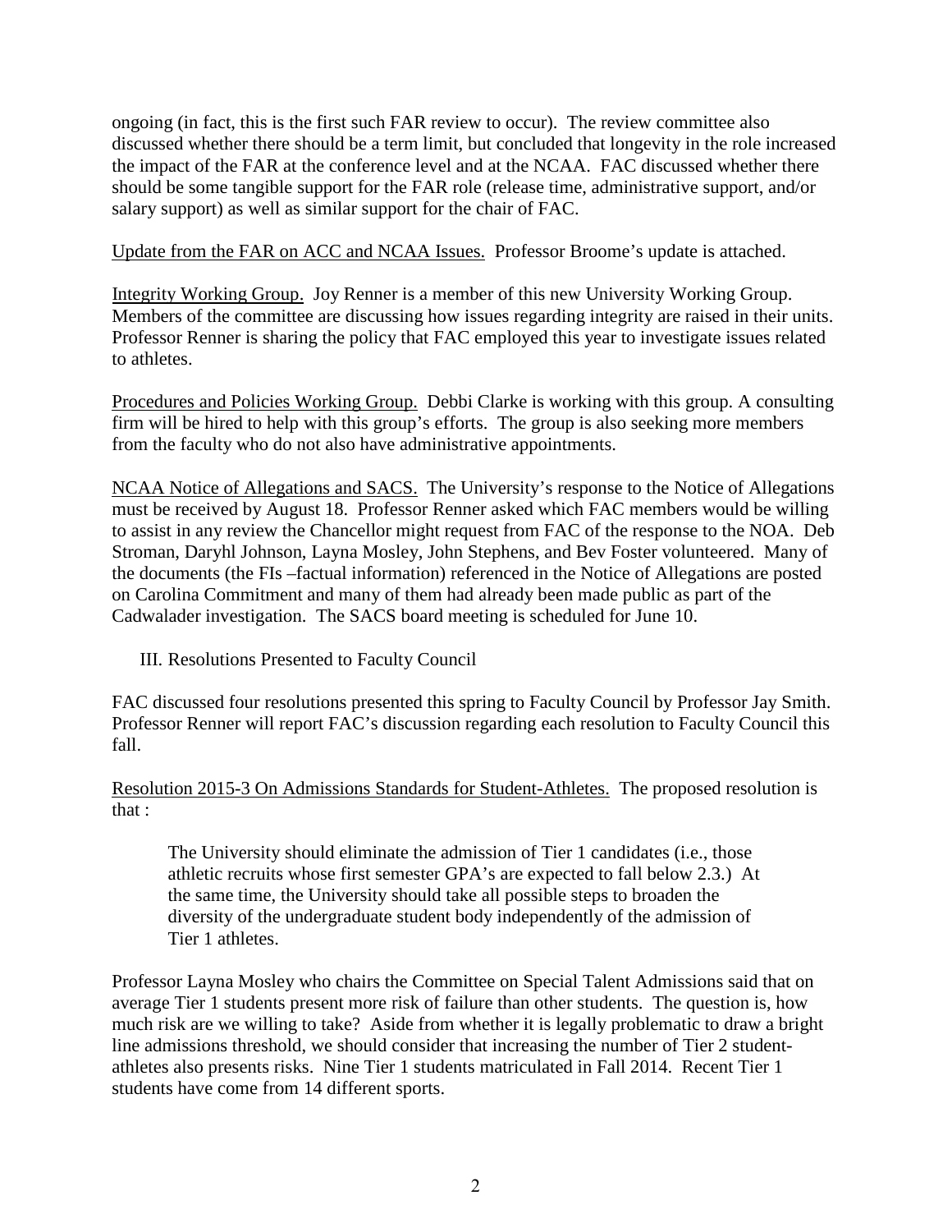ongoing (in fact, this is the first such FAR review to occur). The review committee also discussed whether there should be a term limit, but concluded that longevity in the role increased the impact of the FAR at the conference level and at the NCAA. FAC discussed whether there should be some tangible support for the FAR role (release time, administrative support, and/or salary support) as well as similar support for the chair of FAC.

<u>Update from the FAR on ACC and NCAA Issues.</u> Professor Broome's update is attached.

<u>Integrity Working Group.</u> Joy Renner is a member of this new University Working Group. Members of the committee are discussing how issues regarding integrity are raised in their units. Professor Renner is sharing the policy that FAC employed this year to investigate issues related to athletes.

<u>Procedures and Policies Working Group.</u> Debbi Clarke is working with this group. A consulting firm will be hired to help with this group's efforts. The group is also seeking more members from the faculty who do not also have administrative appointments.

<u>NCAA Notice of Allegations and SACS.</u> The University's response to the Notice of Allegations must be received by August 18. Professor Renner asked which FAC members would be willing to assist in any review the Chancellor might request from FAC of the response to the NOA. Deb Stroman, Daryhl Johnson, Layna Mosley, John Stephens, and Bev Foster volunteered. Many of the documents (the FIs –factual information) referenced in the Notice of Allegations are posted on Carolina Commitment and many of them had already been made public as part of the Cadwalader investigation. The SACS board meeting is scheduled for June 10.

III. Resolutions Presented to Faculty Council

FAC discussed four resolutions presented this spring to Faculty Council by Professor Jay Smith. Professor Renner will report FAC's discussion regarding each resolution to Faculty Council this fall.

<u>Resolution 2015-3 On Admissions Standards for Student-Athletes.</u> The proposed resolution is that :

> The University should eliminate the admission of Tier 1 candidates (i.e., those athletic recruits whose first semester GPA's are expected to fall below 2.3.) At the same time, the University should take all possible steps to broaden the diversity of the undergraduate student body independently of the admission of Tier 1 athletes.

Professor Layna Mosley who chairs the Committee on Special Talent Admissions said that on average Tier 1 students present more risk of failure than other students. The question is, how much risk are we willing to take? Aside from whether it is legally problematic to draw a bright line admissions threshold, we should consider that increasing the number of Tier 2 student-athletes also presents risks. Nine Tier 1 students matriculated in Fall 2014. Recent Tier 1 students have come from 14 different sports.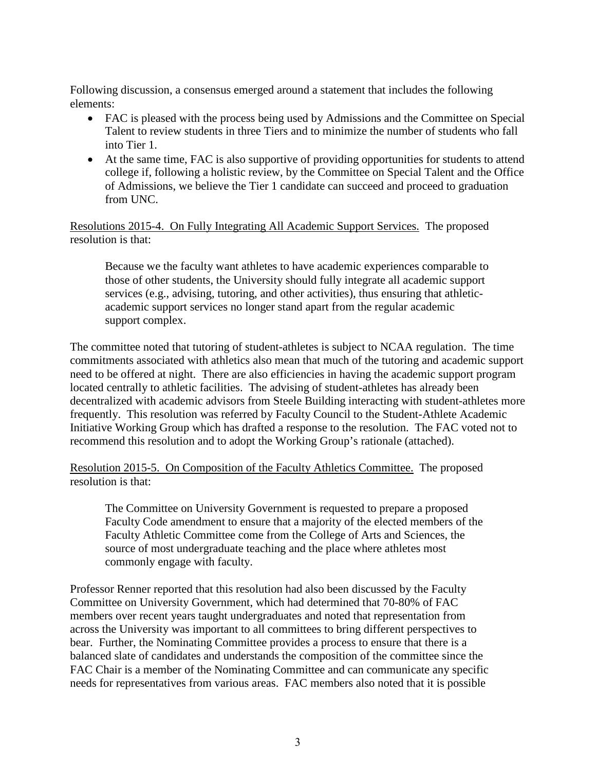Following discussion, a consensus emerged around a statement that includes the following elements:

- FAC is pleased with the process being used by Admissions and the Committee on Special Talent to review students in three Tiers and to minimize the number of students who fall into Tier 1.
- At the same time, FAC is also supportive of providing opportunities for students to attend college if, following a holistic review, by the Committee on Special Talent and the Office of Admissions, we believe the Tier 1 candidate can succeed and proceed to graduation from UNC.

<u>Resolutions 2015-4. On Fully Integrating All Academic Support Services.</u> The proposed resolution is that:

> Because we the faculty want athletes to have academic experiences comparable to those of other students, the University should fully integrate all academic support services (e.g., advising, tutoring, and other activities), thus ensuring that athletic-academic support services no longer stand apart from the regular academic support complex.

The committee noted that tutoring of student-athletes is subject to NCAA regulation. The time commitments associated with athletics also mean that much of the tutoring and academic support need to be offered at night. There are also efficiencies in having the academic support program located centrally to athletic facilities. The advising of student-athletes has already been decentralized with academic advisors from Steele Building interacting with student-athletes more frequently. This resolution was referred by Faculty Council to the Student-Athlete Academic Initiative Working Group which has drafted a response to the resolution. The FAC voted not to recommend this resolution and to adopt the Working Group's rationale (attached).

<u>Resolution 2015-5. On Composition of the Faculty Athletics Committee.</u> The proposed resolution is that:

> The Committee on University Government is requested to prepare a proposed Faculty Code amendment to ensure that a majority of the elected members of the Faculty Athletic Committee come from the College of Arts and Sciences, the source of most undergraduate teaching and the place where athletes most commonly engage with faculty.

Professor Renner reported that this resolution had also been discussed by the Faculty Committee on University Government, which had determined that 70-80% of FAC members over recent years taught undergraduates and noted that representation from across the University was important to all committees to bring different perspectives to bear. Further, the Nominating Committee provides a process to ensure that there is a balanced slate of candidates and understands the composition of the committee since the FAC Chair is a member of the Nominating Committee and can communicate any specific needs for representatives from various areas. FAC members also noted that it is possible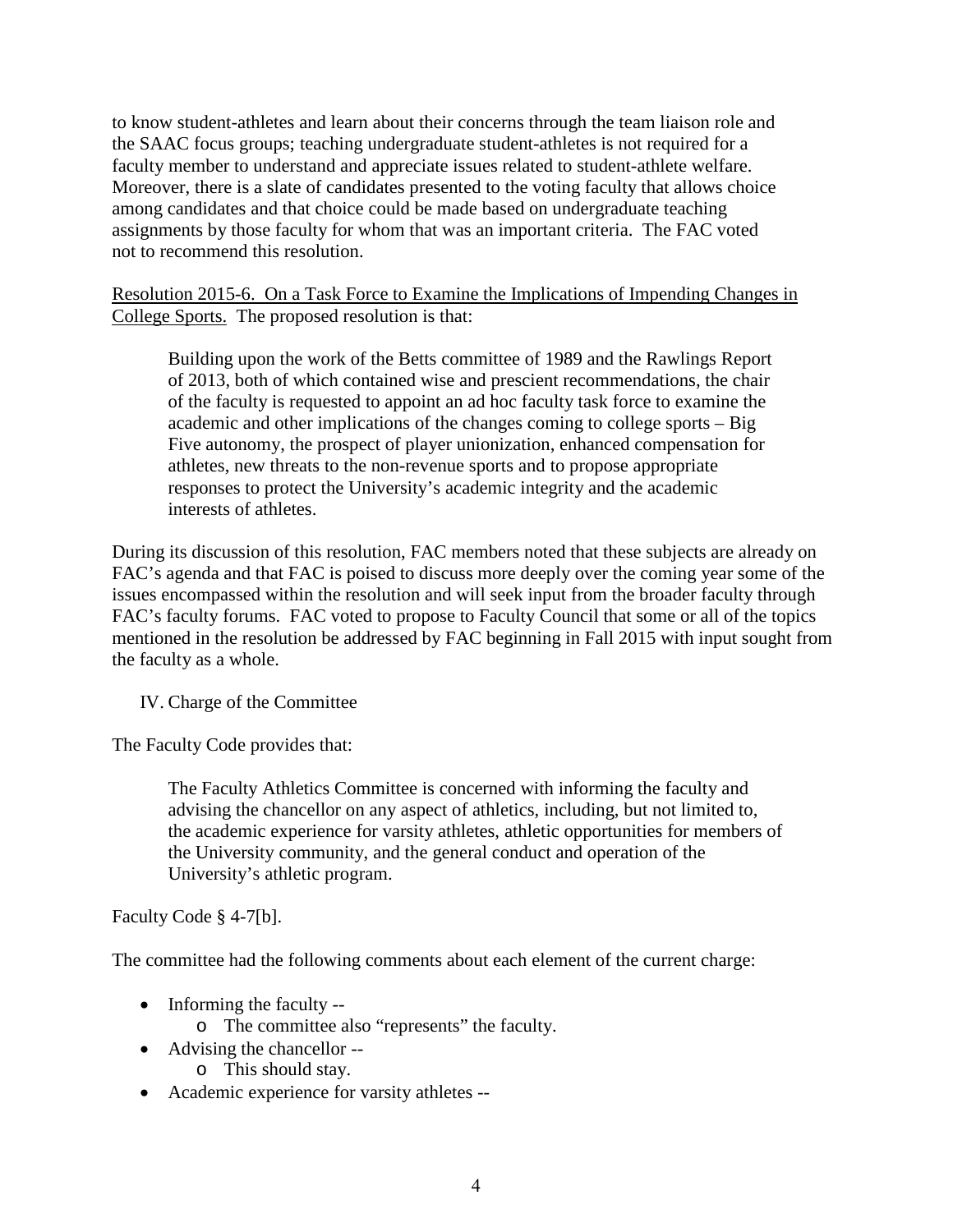to know student-athletes and learn about their concerns through the team liaison role and the SAAC focus groups; teaching undergraduate student-athletes is not required for a faculty member to understand and appreciate issues related to student-athlete welfare. Moreover, there is a slate of candidates presented to the voting faculty that allows choice among candidates and that choice could be made based on undergraduate teaching assignments by those faculty for whom that was an important criteria. The FAC voted not to recommend this resolution.

<u>Resolution 2015-6. On a Task Force to Examine the Implications of Impending Changes in College Sports.</u> The proposed resolution is that:

> Building upon the work of the Betts committee of 1989 and the Rawlings Report of 2013, both of which contained wise and prescient recommendations, the chair of the faculty is requested to appoint an ad hoc faculty task force to examine the academic and other implications of the changes coming to college sports – Big Five autonomy, the prospect of player unionization, enhanced compensation for athletes, new threats to the non-revenue sports and to propose appropriate responses to protect the University's academic integrity and the academic interests of athletes.

During its discussion of this resolution, FAC members noted that these subjects are already on FAC's agenda and that FAC is poised to discuss more deeply over the coming year some of the issues encompassed within the resolution and will seek input from the broader faculty through FAC's faculty forums. FAC voted to propose to Faculty Council that some or all of the topics mentioned in the resolution be addressed by FAC beginning in Fall 2015 with input sought from the faculty as a whole.

## IV. Charge of the Committee

The Faculty Code provides that:

> The Faculty Athletics Committee is concerned with informing the faculty and advising the chancellor on any aspect of athletics, including, but not limited to, the academic experience for varsity athletes, athletic opportunities for members of the University community, and the general conduct and operation of the University's athletic program.

Faculty Code § 4-7[b].

The committee had the following comments about each element of the current charge:

- Informing the faculty --
  - The committee also "represents" the faculty.
- Advising the chancellor --
  - This should stay.
- Academic experience for varsity athletes --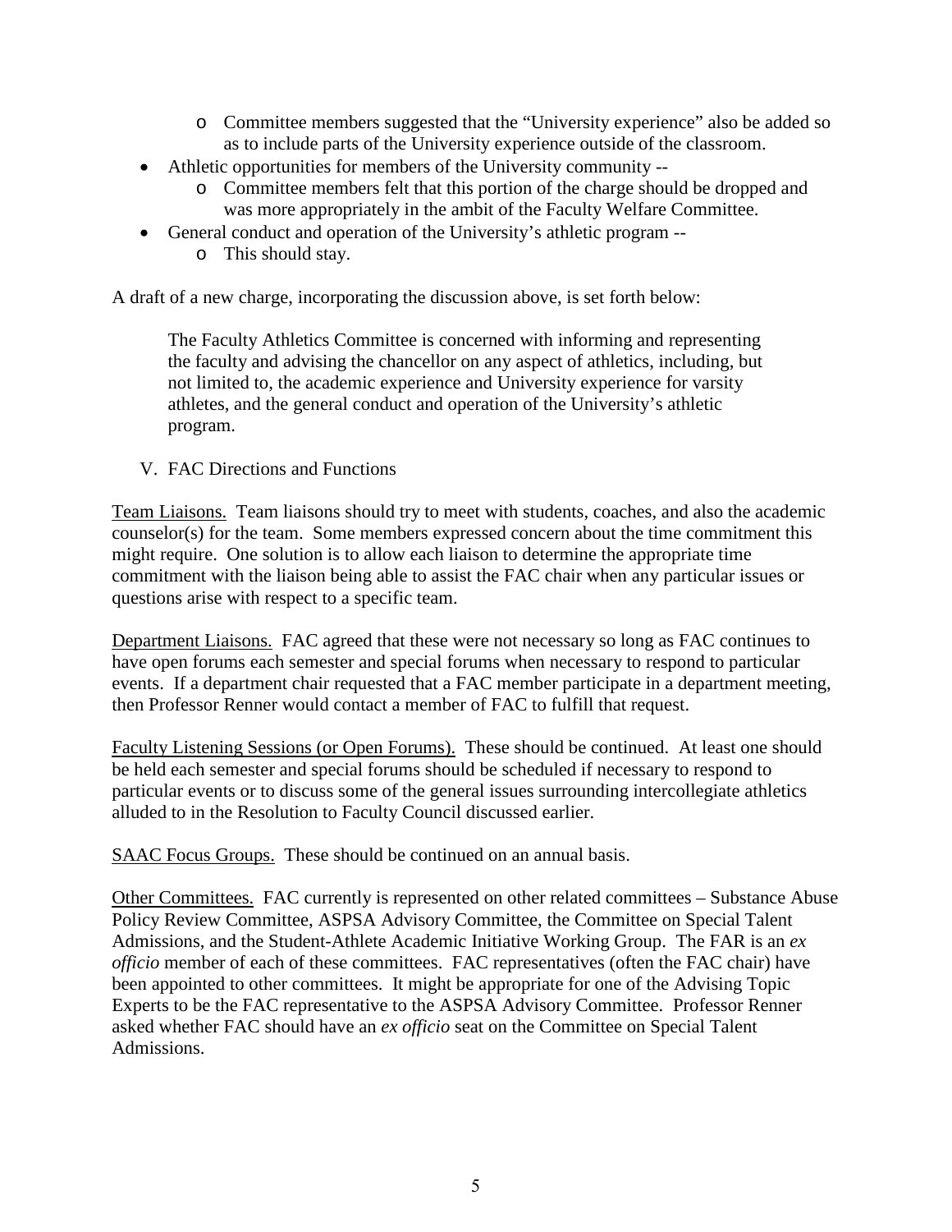- Committee members suggested that the “University experience” also be added so as to include parts of the University experience outside of the classroom.
- Athletic opportunities for members of the University community --
    - Committee members felt that this portion of the charge should be dropped and was more appropriately in the ambit of the Faculty Welfare Committee.
- General conduct and operation of the University’s athletic program --
    - This should stay.

A draft of a new charge, incorporating the discussion above, is set forth below:

> The Faculty Athletics Committee is concerned with informing and representing the faculty and advising the chancellor on any aspect of athletics, including, but not limited to, the academic experience and University experience for varsity athletes, and the general conduct and operation of the University’s athletic program.

## V. FAC Directions and Functions

<u>Team Liaisons.</u> Team liaisons should try to meet with students, coaches, and also the academic counselor(s) for the team. Some members expressed concern about the time commitment this might require. One solution is to allow each liaison to determine the appropriate time commitment with the liaison being able to assist the FAC chair when any particular issues or questions arise with respect to a specific team.

<u>Department Liaisons.</u> FAC agreed that these were not necessary so long as FAC continues to have open forums each semester and special forums when necessary to respond to particular events. If a department chair requested that a FAC member participate in a department meeting, then Professor Renner would contact a member of FAC to fulfill that request.

<u>Faculty Listening Sessions (or Open Forums).</u> These should be continued. At least one should be held each semester and special forums should be scheduled if necessary to respond to particular events or to discuss some of the general issues surrounding intercollegiate athletics alluded to in the Resolution to Faculty Council discussed earlier.

<u>SAAC Focus Groups.</u> These should be continued on an annual basis.

<u>Other Committees.</u> FAC currently is represented on other related committees – Substance Abuse Policy Review Committee, ASPSA Advisory Committee, the Committee on Special Talent Admissions, and the Student-Athlete Academic Initiative Working Group. The FAR is an *ex officio* member of each of these committees. FAC representatives (often the FAC chair) have been appointed to other committees. It might be appropriate for one of the Advising Topic Experts to be the FAC representative to the ASPSA Advisory Committee. Professor Renner asked whether FAC should have an *ex officio* seat on the Committee on Special Talent Admissions.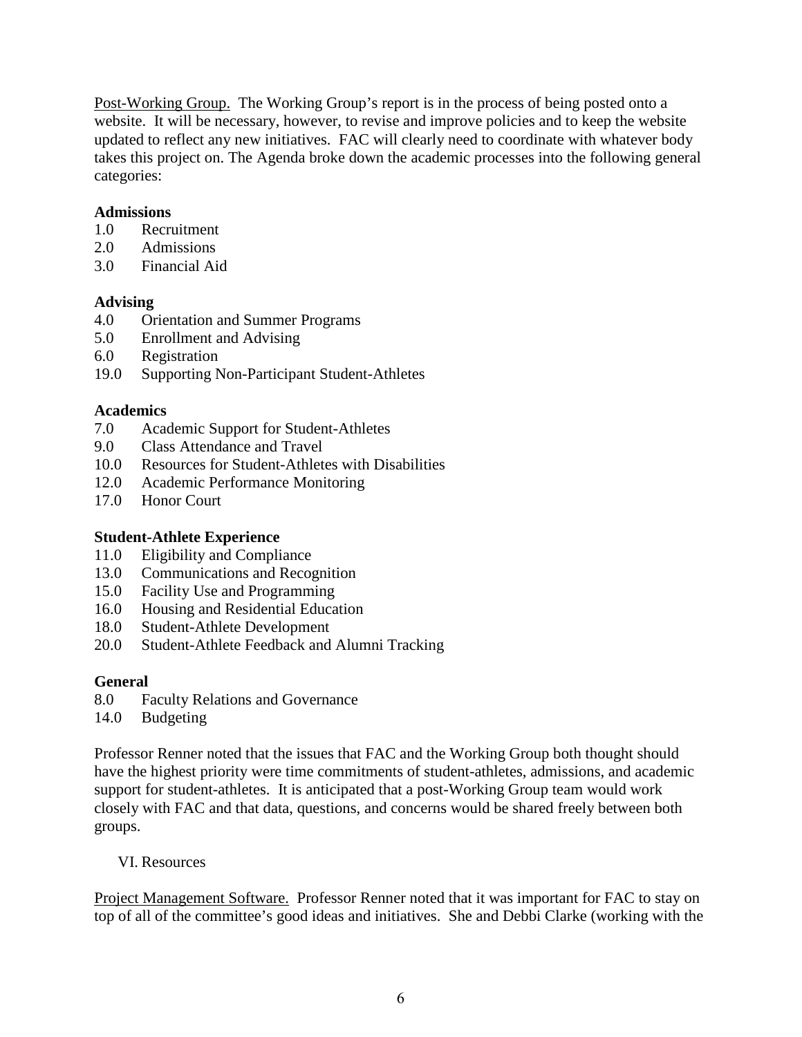Post-Working Group. The Working Group's report is in the process of being posted onto a website. It will be necessary, however, to revise and improve policies and to keep the website updated to reflect any new initiatives. FAC will clearly need to coordinate with whatever body takes this project on. The Agenda broke down the academic processes into the following general categories:

**Admissions**

1.0 Recruitment
2.0 Admissions
3.0 Financial Aid

**Advising**

4.0 Orientation and Summer Programs
5.0 Enrollment and Advising
6.0 Registration
19.0 Supporting Non-Participant Student-Athletes

**Academics**

7.0 Academic Support for Student-Athletes
9.0 Class Attendance and Travel
10.0 Resources for Student-Athletes with Disabilities
12.0 Academic Performance Monitoring
17.0 Honor Court

**Student-Athlete Experience**

11.0 Eligibility and Compliance
13.0 Communications and Recognition
15.0 Facility Use and Programming
16.0 Housing and Residential Education
18.0 Student-Athlete Development
20.0 Student-Athlete Feedback and Alumni Tracking

**General**

8.0 Faculty Relations and Governance
14.0 Budgeting

Professor Renner noted that the issues that FAC and the Working Group both thought should have the highest priority were time commitments of student-athletes, admissions, and academic support for student-athletes. It is anticipated that a post-Working Group team would work closely with FAC and that data, questions, and concerns would be shared freely between both groups.

VI. Resources

Project Management Software. Professor Renner noted that it was important for FAC to stay on top of all of the committee's good ideas and initiatives. She and Debbi Clarke (working with the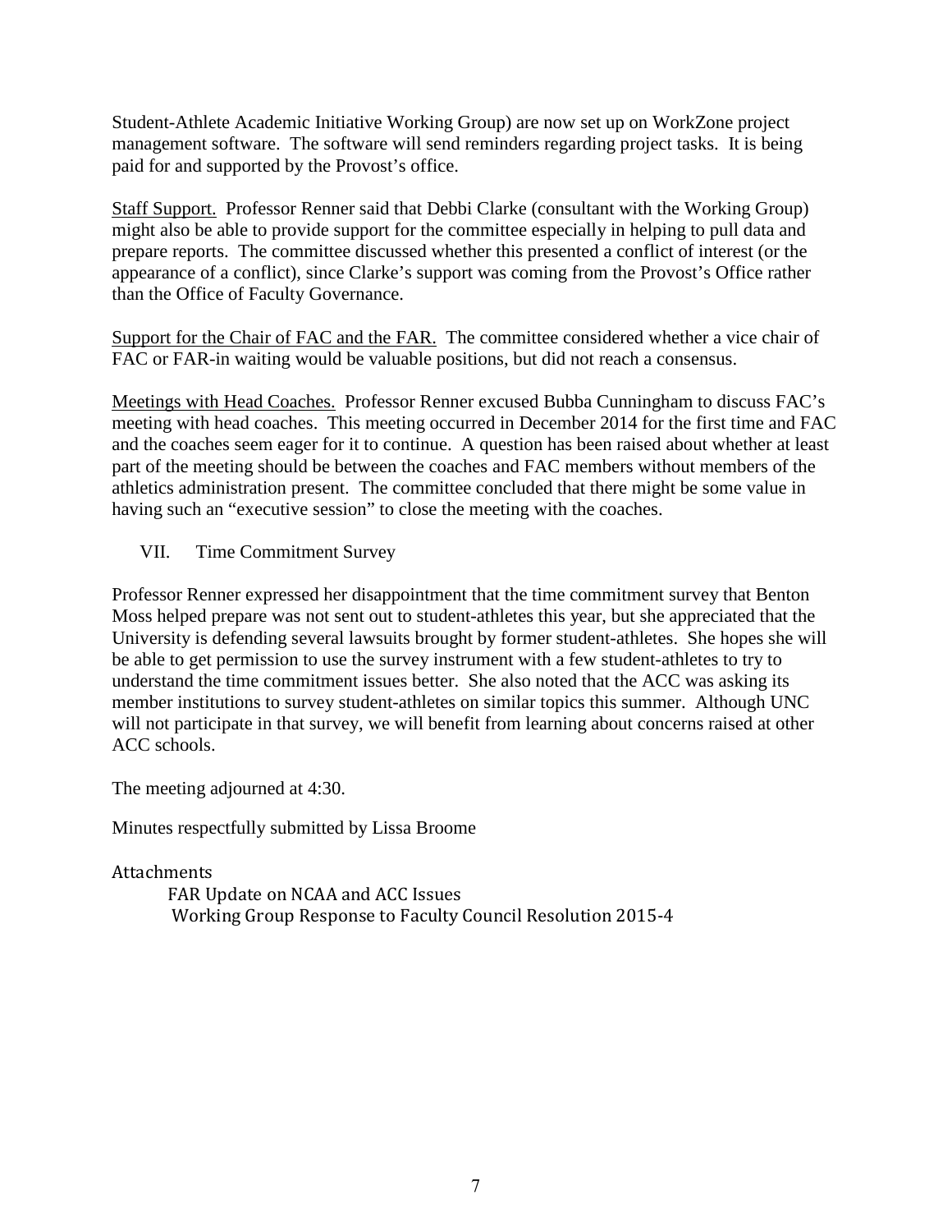Student-Athlete Academic Initiative Working Group) are now set up on WorkZone project management software. The software will send reminders regarding project tasks. It is being paid for and supported by the Provost's office.

Staff Support. Professor Renner said that Debbi Clarke (consultant with the Working Group) might also be able to provide support for the committee especially in helping to pull data and prepare reports. The committee discussed whether this presented a conflict of interest (or the appearance of a conflict), since Clarke's support was coming from the Provost's Office rather than the Office of Faculty Governance.

Support for the Chair of FAC and the FAR. The committee considered whether a vice chair of FAC or FAR-in waiting would be valuable positions, but did not reach a consensus.

Meetings with Head Coaches. Professor Renner excused Bubba Cunningham to discuss FAC's meeting with head coaches. This meeting occurred in December 2014 for the first time and FAC and the coaches seem eager for it to continue. A question has been raised about whether at least part of the meeting should be between the coaches and FAC members without members of the athletics administration present. The committee concluded that there might be some value in having such an "executive session" to close the meeting with the coaches.

VII. Time Commitment Survey

Professor Renner expressed her disappointment that the time commitment survey that Benton Moss helped prepare was not sent out to student-athletes this year, but she appreciated that the University is defending several lawsuits brought by former student-athletes. She hopes she will be able to get permission to use the survey instrument with a few student-athletes to try to understand the time commitment issues better. She also noted that the ACC was asking its member institutions to survey student-athletes on similar topics this summer. Although UNC will not participate in that survey, we will benefit from learning about concerns raised at other ACC schools.

The meeting adjourned at 4:30.

Minutes respectfully submitted by Lissa Broome

Attachments

FAR Update on NCAA and ACC Issues

Working Group Response to Faculty Council Resolution 2015-4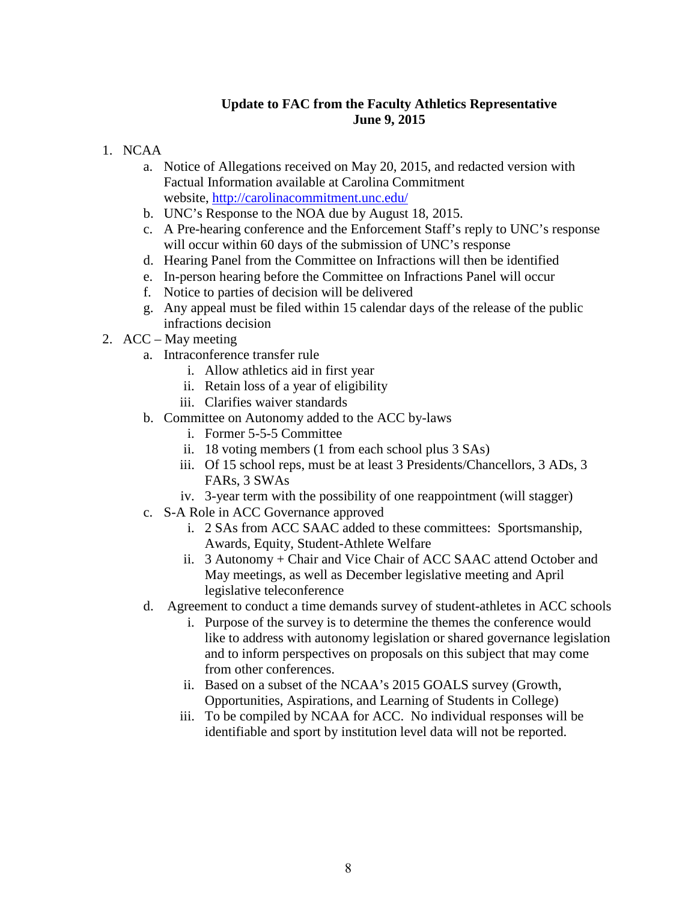**Update to FAC from the Faculty Athletics Representative**
**June 9, 2015**

1. NCAA
    a. Notice of Allegations received on May 20, 2015, and redacted version with Factual Information available at Carolina Commitment website, http://carolinacommitment.unc.edu/
    b. UNC's Response to the NOA due by August 18, 2015.
    c. A Pre-hearing conference and the Enforcement Staff's reply to UNC's response will occur within 60 days of the submission of UNC's response
    d. Hearing Panel from the Committee on Infractions will then be identified
    e. In-person hearing before the Committee on Infractions Panel will occur
    f. Notice to parties of decision will be delivered
    g. Any appeal must be filed within 15 calendar days of the release of the public infractions decision
2. ACC – May meeting
    a. Intraconference transfer rule
        i. Allow athletics aid in first year
        ii. Retain loss of a year of eligibility
        iii. Clarifies waiver standards
    b. Committee on Autonomy added to the ACC by-laws
        i. Former 5-5-5 Committee
        ii. 18 voting members (1 from each school plus 3 SAs)
        iii. Of 15 school reps, must be at least 3 Presidents/Chancellors, 3 ADs, 3 FARs, 3 SWAs
        iv. 3-year term with the possibility of one reappointment (will stagger)
    c. S-A Role in ACC Governance approved
        i. 2 SAs from ACC SAAC added to these committees: Sportsmanship, Awards, Equity, Student-Athlete Welfare
        ii. 3 Autonomy + Chair and Vice Chair of ACC SAAC attend October and May meetings, as well as December legislative meeting and April legislative teleconference
    d. Agreement to conduct a time demands survey of student-athletes in ACC schools
        i. Purpose of the survey is to determine the themes the conference would like to address with autonomy legislation or shared governance legislation and to inform perspectives on proposals on this subject that may come from other conferences.
        ii. Based on a subset of the NCAA's 2015 GOALS survey (Growth, Opportunities, Aspirations, and Learning of Students in College)
        iii. To be compiled by NCAA for ACC. No individual responses will be identifiable and sport by institution level data will not be reported.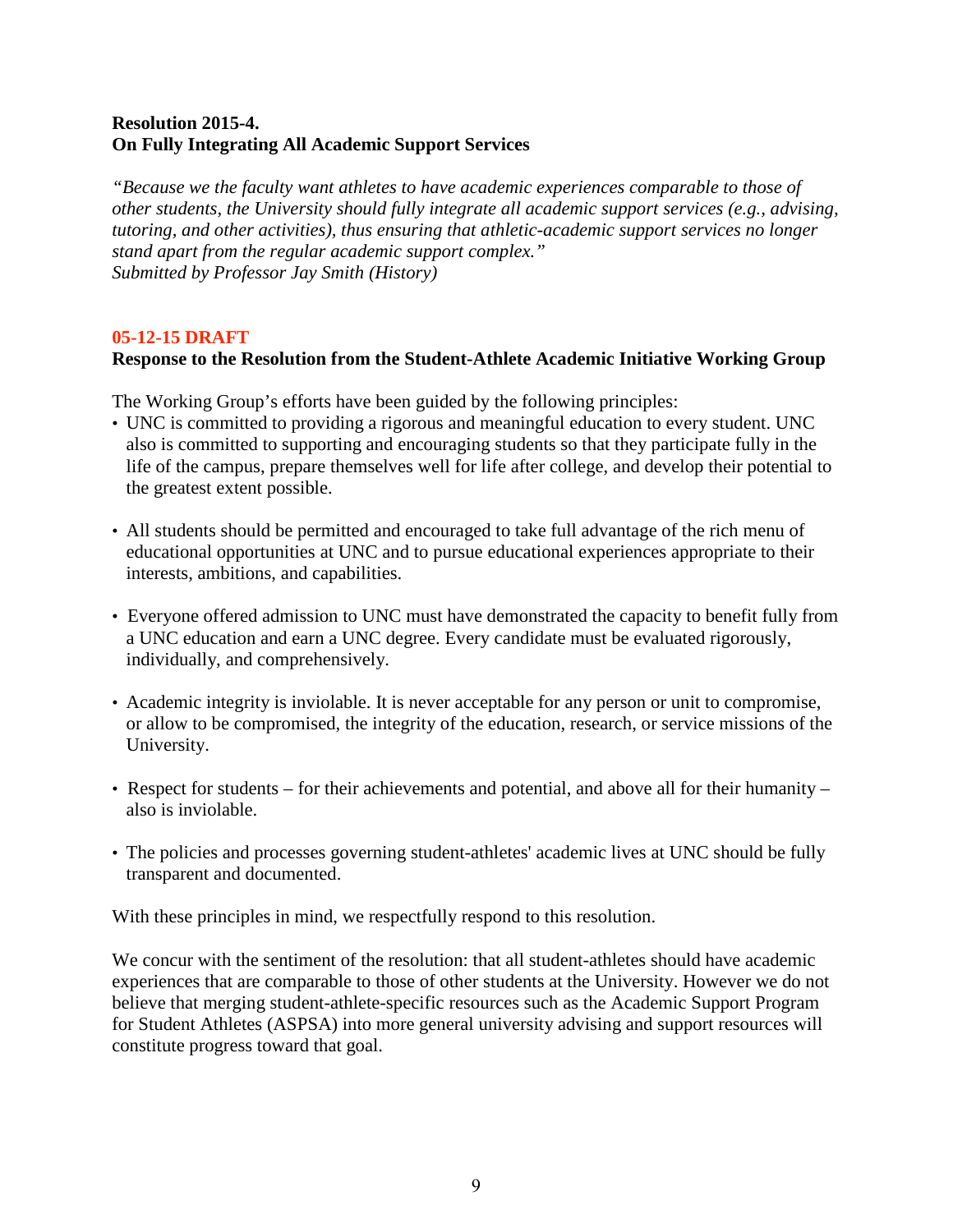**Resolution 2015-4.**
**On Fully Integrating All Academic Support Services**

*"Because we the faculty want athletes to have academic experiences comparable to those of other students, the University should fully integrate all academic support services (e.g., advising, tutoring, and other activities), thus ensuring that athletic-academic support services no longer stand apart from the regular academic support complex."*
*Submitted by Professor Jay Smith (History)*

**05-12-15 DRAFT**
**Response to the Resolution from the Student-Athlete Academic Initiative Working Group**

The Working Group's efforts have been guided by the following principles:

- UNC is committed to providing a rigorous and meaningful education to every student. UNC also is committed to supporting and encouraging students so that they participate fully in the life of the campus, prepare themselves well for life after college, and develop their potential to the greatest extent possible.

- All students should be permitted and encouraged to take full advantage of the rich menu of educational opportunities at UNC and to pursue educational experiences appropriate to their interests, ambitions, and capabilities.

- Everyone offered admission to UNC must have demonstrated the capacity to benefit fully from a UNC education and earn a UNC degree. Every candidate must be evaluated rigorously, individually, and comprehensively.

- Academic integrity is inviolable. It is never acceptable for any person or unit to compromise, or allow to be compromised, the integrity of the education, research, or service missions of the University.

- Respect for students – for their achievements and potential, and above all for their humanity – also is inviolable.

- The policies and processes governing student-athletes' academic lives at UNC should be fully transparent and documented.

With these principles in mind, we respectfully respond to this resolution.

We concur with the sentiment of the resolution: that all student-athletes should have academic experiences that are comparable to those of other students at the University. However we do not believe that merging student-athlete-specific resources such as the Academic Support Program for Student Athletes (ASPSA) into more general university advising and support resources will constitute progress toward that goal.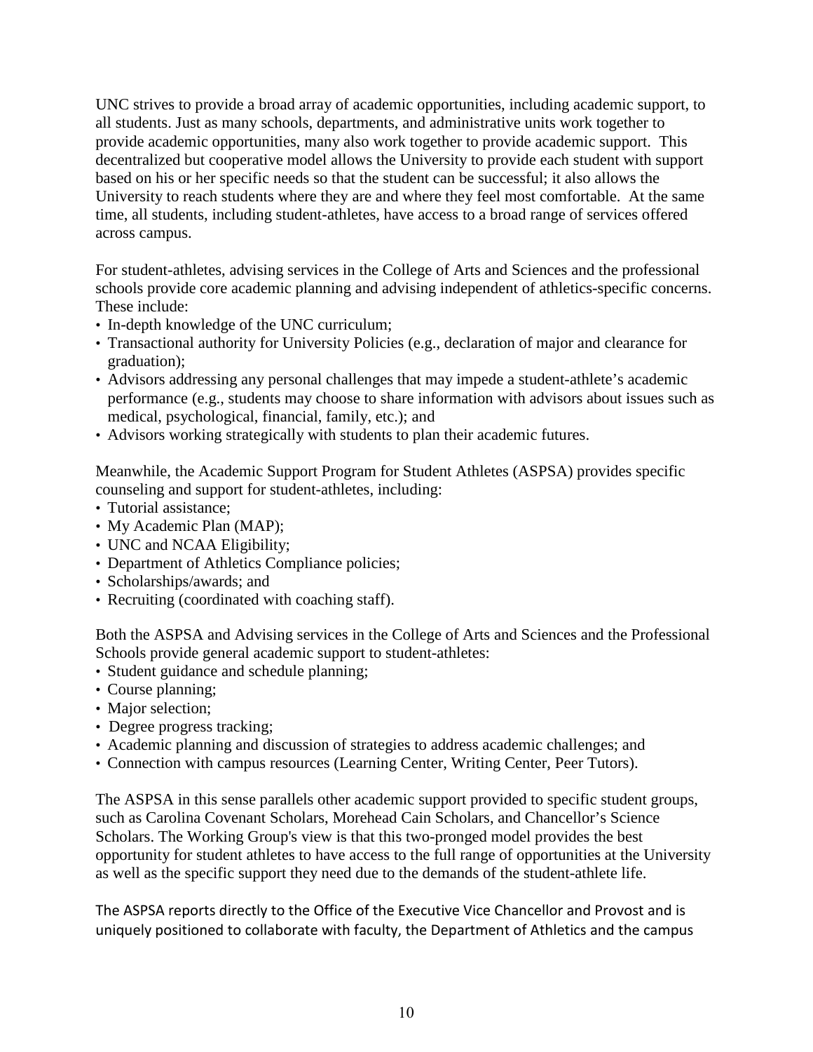UNC strives to provide a broad array of academic opportunities, including academic support, to all students. Just as many schools, departments, and administrative units work together to provide academic opportunities, many also work together to provide academic support. This decentralized but cooperative model allows the University to provide each student with support based on his or her specific needs so that the student can be successful; it also allows the University to reach students where they are and where they feel most comfortable. At the same time, all students, including student-athletes, have access to a broad range of services offered across campus.

For student-athletes, advising services in the College of Arts and Sciences and the professional schools provide core academic planning and advising independent of athletics-specific concerns. These include:

- In-depth knowledge of the UNC curriculum;
- Transactional authority for University Policies (e.g., declaration of major and clearance for graduation);
- Advisors addressing any personal challenges that may impede a student-athlete's academic performance (e.g., students may choose to share information with advisors about issues such as medical, psychological, financial, family, etc.); and
- Advisors working strategically with students to plan their academic futures.

Meanwhile, the Academic Support Program for Student Athletes (ASPSA) provides specific counseling and support for student-athletes, including:

- Tutorial assistance;
- My Academic Plan (MAP);
- UNC and NCAA Eligibility;
- Department of Athletics Compliance policies;
- Scholarships/awards; and
- Recruiting (coordinated with coaching staff).

Both the ASPSA and Advising services in the College of Arts and Sciences and the Professional Schools provide general academic support to student-athletes:

- Student guidance and schedule planning;
- Course planning;
- Major selection;
- Degree progress tracking;
- Academic planning and discussion of strategies to address academic challenges; and
- Connection with campus resources (Learning Center, Writing Center, Peer Tutors).

The ASPSA in this sense parallels other academic support provided to specific student groups, such as Carolina Covenant Scholars, Morehead Cain Scholars, and Chancellor's Science Scholars. The Working Group's view is that this two-pronged model provides the best opportunity for student athletes to have access to the full range of opportunities at the University as well as the specific support they need due to the demands of the student-athlete life.

The ASPSA reports directly to the Office of the Executive Vice Chancellor and Provost and is uniquely positioned to collaborate with faculty, the Department of Athletics and the campus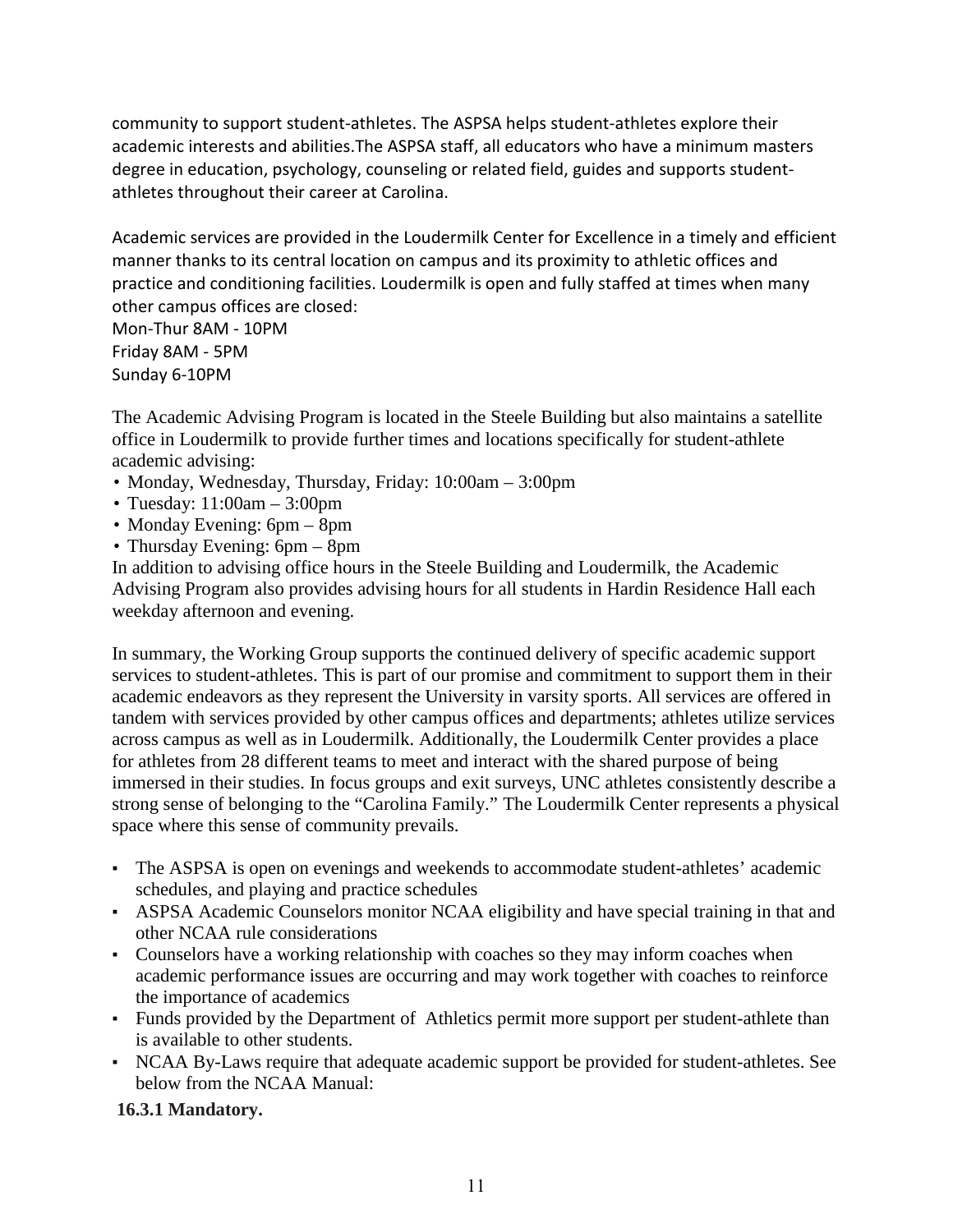community to support student-athletes. The ASPSA helps student-athletes explore their academic interests and abilities.The ASPSA staff, all educators who have a minimum masters degree in education, psychology, counseling or related field, guides and supports student-athletes throughout their career at Carolina.

Academic services are provided in the Loudermilk Center for Excellence in a timely and efficient manner thanks to its central location on campus and its proximity to athletic offices and practice and conditioning facilities. Loudermilk is open and fully staffed at times when many other campus offices are closed:
Mon-Thur 8AM - 10PM
Friday 8AM - 5PM
Sunday 6-10PM

The Academic Advising Program is located in the Steele Building but also maintains a satellite office in Loudermilk to provide further times and locations specifically for student-athlete academic advising:

- Monday, Wednesday, Thursday, Friday: 10:00am – 3:00pm
- Tuesday: 11:00am – 3:00pm
- Monday Evening: 6pm – 8pm
- Thursday Evening: 6pm – 8pm

In addition to advising office hours in the Steele Building and Loudermilk, the Academic Advising Program also provides advising hours for all students in Hardin Residence Hall each weekday afternoon and evening.

In summary, the Working Group supports the continued delivery of specific academic support services to student-athletes. This is part of our promise and commitment to support them in their academic endeavors as they represent the University in varsity sports. All services are offered in tandem with services provided by other campus offices and departments; athletes utilize services across campus as well as in Loudermilk. Additionally, the Loudermilk Center provides a place for athletes from 28 different teams to meet and interact with the shared purpose of being immersed in their studies. In focus groups and exit surveys, UNC athletes consistently describe a strong sense of belonging to the "Carolina Family." The Loudermilk Center represents a physical space where this sense of community prevails.

- The ASPSA is open on evenings and weekends to accommodate student-athletes' academic schedules, and playing and practice schedules
- ASPSA Academic Counselors monitor NCAA eligibility and have special training in that and other NCAA rule considerations
- Counselors have a working relationship with coaches so they may inform coaches when academic performance issues are occurring and may work together with coaches to reinforce the importance of academics
- Funds provided by the Department of Athletics permit more support per student-athlete than is available to other students.
- NCAA By-Laws require that adequate academic support be provided for student-athletes. See below from the NCAA Manual:

**16.3.1 Mandatory.**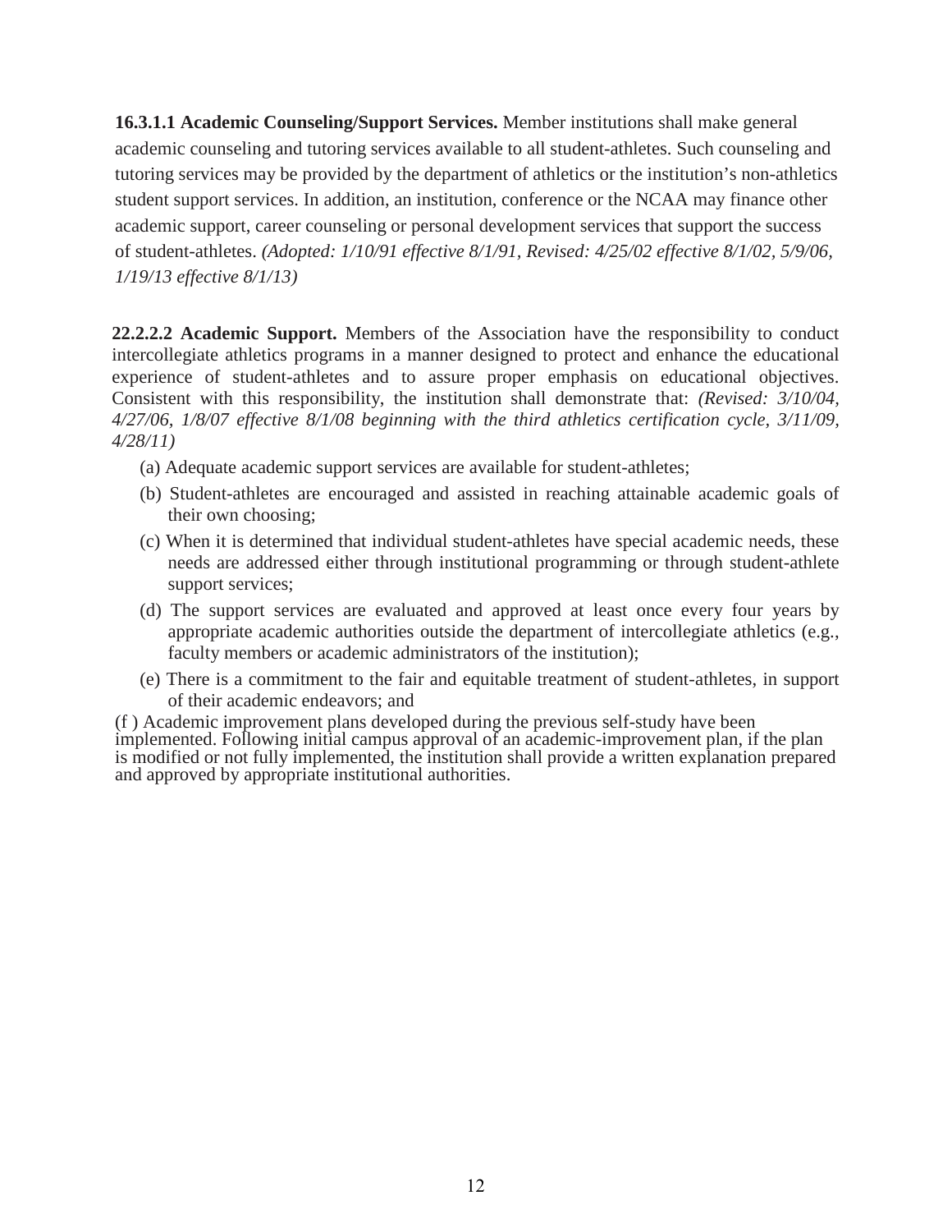**16.3.1.1 Academic Counseling/Support Services.** Member institutions shall make general academic counseling and tutoring services available to all student-athletes. Such counseling and tutoring services may be provided by the department of athletics or the institution's non-athletics student support services. In addition, an institution, conference or the NCAA may finance other academic support, career counseling or personal development services that support the success of student-athletes. *(Adopted: 1/10/91 effective 8/1/91, Revised: 4/25/02 effective 8/1/02, 5/9/06, 1/19/13 effective 8/1/13)*

**22.2.2.2 Academic Support.** Members of the Association have the responsibility to conduct intercollegiate athletics programs in a manner designed to protect and enhance the educational experience of student-athletes and to assure proper emphasis on educational objectives. Consistent with this responsibility, the institution shall demonstrate that: *(Revised: 3/10/04, 4/27/06, 1/8/07 effective 8/1/08 beginning with the third athletics certification cycle, 3/11/09, 4/28/11)*

(a) Adequate academic support services are available for student-athletes;

(b) Student-athletes are encouraged and assisted in reaching attainable academic goals of their own choosing;

(c) When it is determined that individual student-athletes have special academic needs, these needs are addressed either through institutional programming or through student-athlete support services;

(d) The support services are evaluated and approved at least once every four years by appropriate academic authorities outside the department of intercollegiate athletics (e.g., faculty members or academic administrators of the institution);

(e) There is a commitment to the fair and equitable treatment of student-athletes, in support of their academic endeavors; and

(f ) Academic improvement plans developed during the previous self-study have been implemented. Following initial campus approval of an academic-improvement plan, if the plan is modified or not fully implemented, the institution shall provide a written explanation prepared and approved by appropriate institutional authorities.